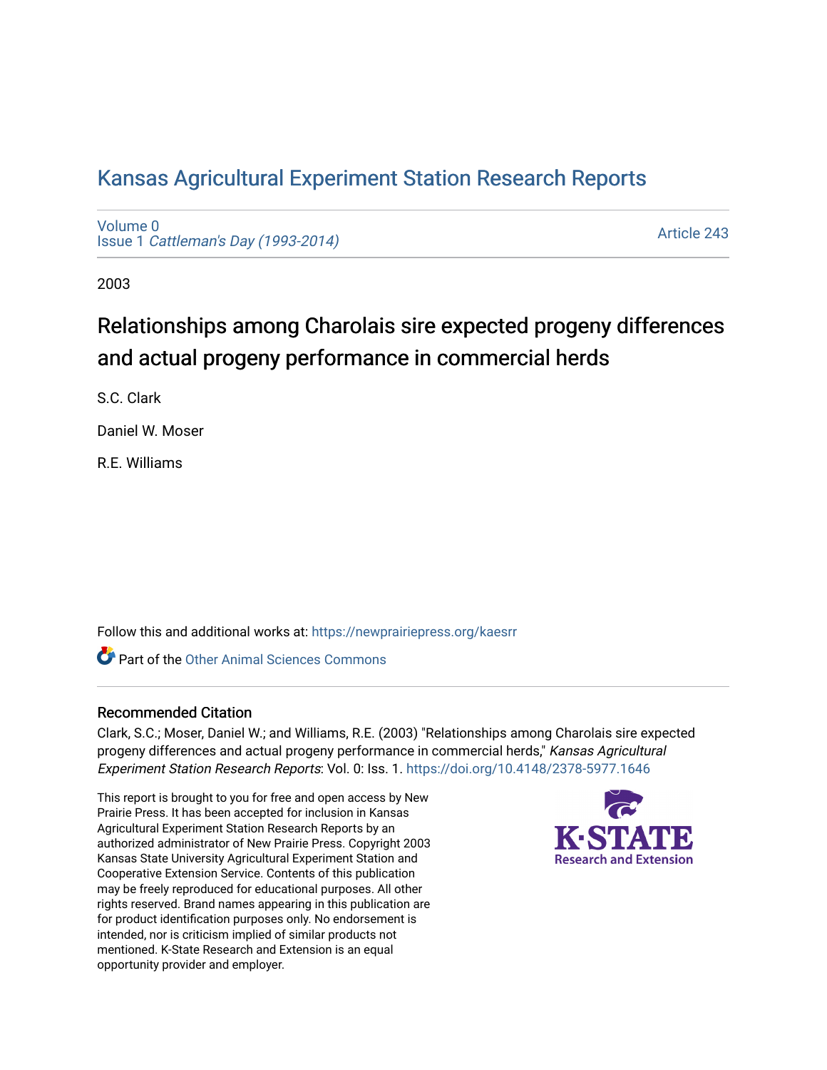# Kansas Agricultural Experiment Station Research Reports

Volume 0
Issue 1 *Cattleman's Day (1993-2014)*

Article 243

2003

## Relationships among Charolais sire expected progeny differences and actual progeny performance in commercial herds

S.C. Clark

Daniel W. Moser

R.E. Williams

Follow this and additional works at: https://newprairiepress.org/kaesrr

Part of the Other Animal Sciences Commons

### Recommended Citation

Clark, S.C.; Moser, Daniel W.; and Williams, R.E. (2003) "Relationships among Charolais sire expected progeny differences and actual progeny performance in commercial herds," *Kansas Agricultural Experiment Station Research Reports*: Vol. 0: Iss. 1. https://doi.org/10.4148/2378-5977.1646

This report is brought to you for free and open access by New Prairie Press. It has been accepted for inclusion in Kansas Agricultural Experiment Station Research Reports by an authorized administrator of New Prairie Press. Copyright 2003 Kansas State University Agricultural Experiment Station and Cooperative Extension Service. Contents of this publication may be freely reproduced for educational purposes. All other rights reserved. Brand names appearing in this publication are for product identification purposes only. No endorsement is intended, nor is criticism implied of similar products not mentioned. K-State Research and Extension is an equal opportunity provider and employer.

K-STATE Research and Extension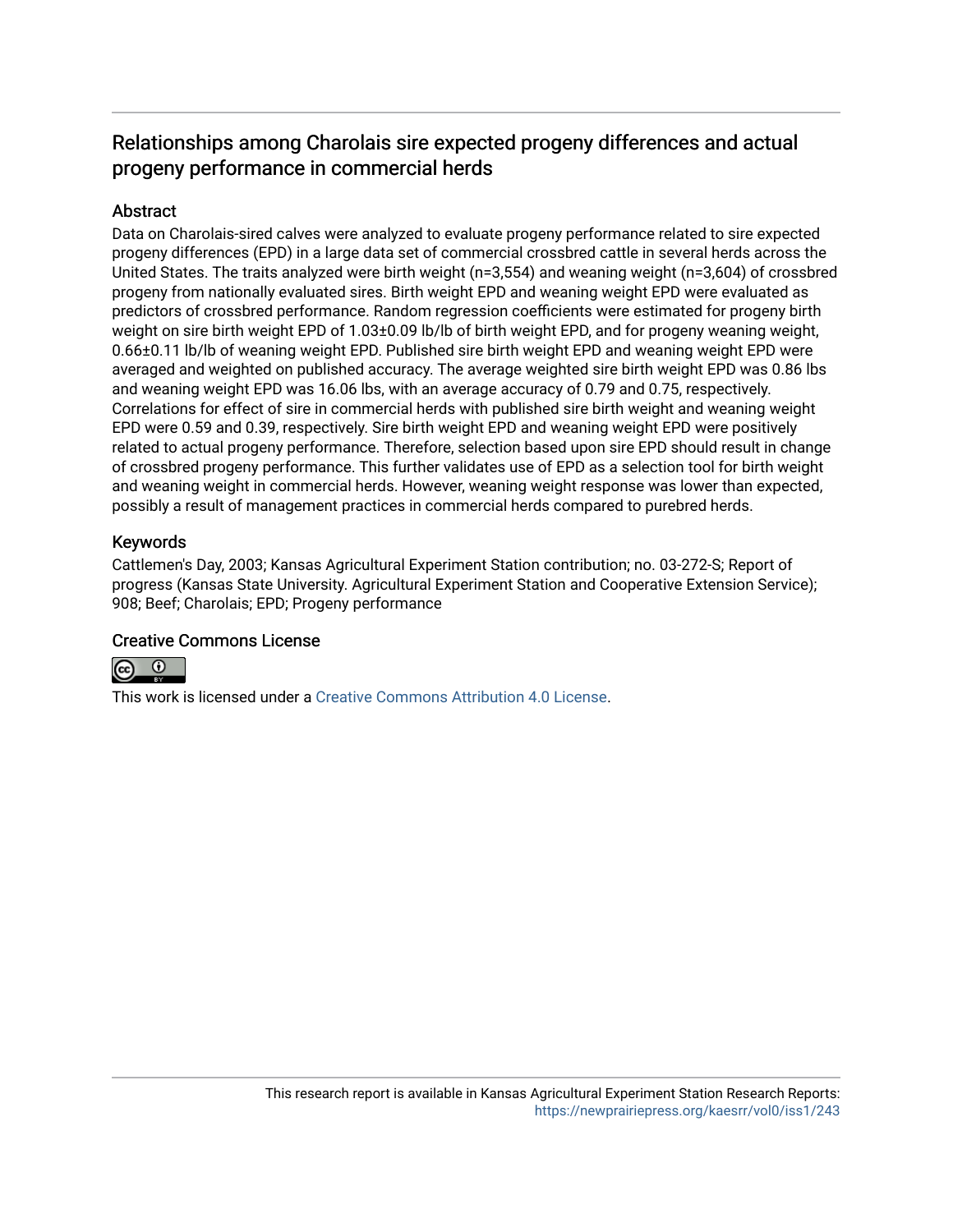# Relationships among Charolais sire expected progeny differences and actual progeny performance in commercial herds

## Abstract

Data on Charolais-sired calves were analyzed to evaluate progeny performance related to sire expected progeny differences (EPD) in a large data set of commercial crossbred cattle in several herds across the United States. The traits analyzed were birth weight (n=3,554) and weaning weight (n=3,604) of crossbred progeny from nationally evaluated sires. Birth weight EPD and weaning weight EPD were evaluated as predictors of crossbred performance. Random regression coefficients were estimated for progeny birth weight on sire birth weight EPD of 1.03±0.09 lb/lb of birth weight EPD, and for progeny weaning weight, 0.66±0.11 lb/lb of weaning weight EPD. Published sire birth weight EPD and weaning weight EPD were averaged and weighted on published accuracy. The average weighted sire birth weight EPD was 0.86 lbs and weaning weight EPD was 16.06 lbs, with an average accuracy of 0.79 and 0.75, respectively. Correlations for effect of sire in commercial herds with published sire birth weight and weaning weight EPD were 0.59 and 0.39, respectively. Sire birth weight EPD and weaning weight EPD were positively related to actual progeny performance. Therefore, selection based upon sire EPD should result in change of crossbred progeny performance. This further validates use of EPD as a selection tool for birth weight and weaning weight in commercial herds. However, weaning weight response was lower than expected, possibly a result of management practices in commercial herds compared to purebred herds.

## Keywords

Cattlemen's Day, 2003; Kansas Agricultural Experiment Station contribution; no. 03-272-S; Report of progress (Kansas State University. Agricultural Experiment Station and Cooperative Extension Service); 908; Beef; Charolais; EPD; Progeny performance

## Creative Commons License

This work is licensed under a Creative Commons Attribution 4.0 License.

This research report is available in Kansas Agricultural Experiment Station Research Reports: https://newprairiepress.org/kaesrr/vol0/iss1/243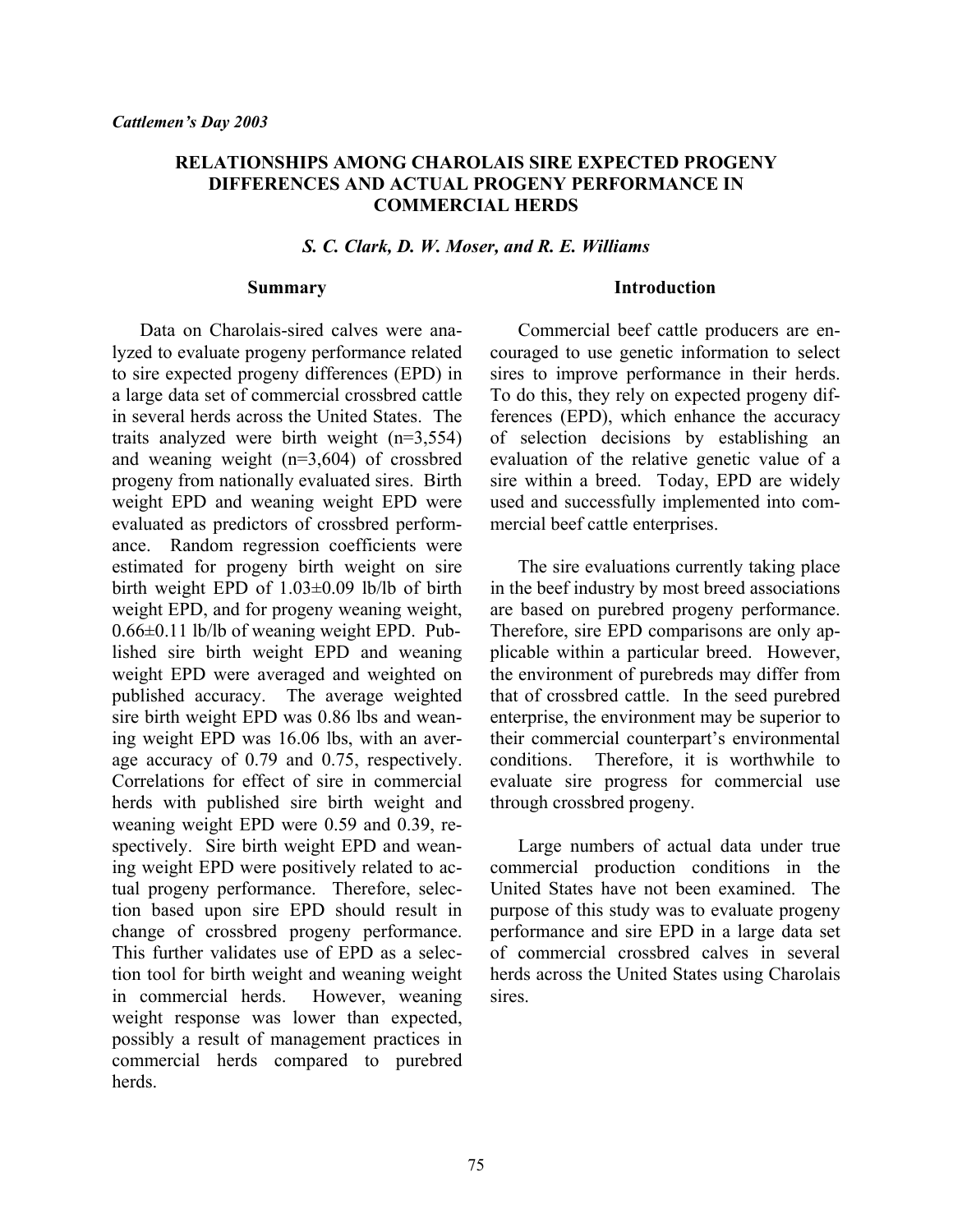*Cattlemen's Day 2003*

# RELATIONSHIPS AMONG CHAROLAIS SIRE EXPECTED PROGENY DIFFERENCES AND ACTUAL PROGENY PERFORMANCE IN COMMERCIAL HERDS

***S. C. Clark, D. W. Moser, and R. E. Williams***

## Summary

Data on Charolais-sired calves were analyzed to evaluate progeny performance related to sire expected progeny differences (EPD) in a large data set of commercial crossbred cattle in several herds across the United States. The traits analyzed were birth weight (n=3,554) and weaning weight (n=3,604) of crossbred progeny from nationally evaluated sires. Birth weight EPD and weaning weight EPD were evaluated as predictors of crossbred performance. Random regression coefficients were estimated for progeny birth weight on sire birth weight EPD of 1.03±0.09 lb/lb of birth weight EPD, and for progeny weaning weight, 0.66±0.11 lb/lb of weaning weight EPD. Published sire birth weight EPD and weaning weight EPD were averaged and weighted on published accuracy. The average weighted sire birth weight EPD was 0.86 lbs and weaning weight EPD was 16.06 lbs, with an average accuracy of 0.79 and 0.75, respectively. Correlations for effect of sire in commercial herds with published sire birth weight and weaning weight EPD were 0.59 and 0.39, respectively. Sire birth weight EPD and weaning weight EPD were positively related to actual progeny performance. Therefore, selection based upon sire EPD should result in change of crossbred progeny performance. This further validates use of EPD as a selection tool for birth weight and weaning weight in commercial herds. However, weaning weight response was lower than expected, possibly a result of management practices in commercial herds compared to purebred herds.

## Introduction

Commercial beef cattle producers are encouraged to use genetic information to select sires to improve performance in their herds. To do this, they rely on expected progeny differences (EPD), which enhance the accuracy of selection decisions by establishing an evaluation of the relative genetic value of a sire within a breed. Today, EPD are widely used and successfully implemented into commercial beef cattle enterprises.

The sire evaluations currently taking place in the beef industry by most breed associations are based on purebred progeny performance. Therefore, sire EPD comparisons are only applicable within a particular breed. However, the environment of purebreds may differ from that of crossbred cattle. In the seed purebred enterprise, the environment may be superior to their commercial counterpart's environmental conditions. Therefore, it is worthwhile to evaluate sire progress for commercial use through crossbred progeny.

Large numbers of actual data under true commercial production conditions in the United States have not been examined. The purpose of this study was to evaluate progeny performance and sire EPD in a large data set of commercial crossbred calves in several herds across the United States using Charolais sires.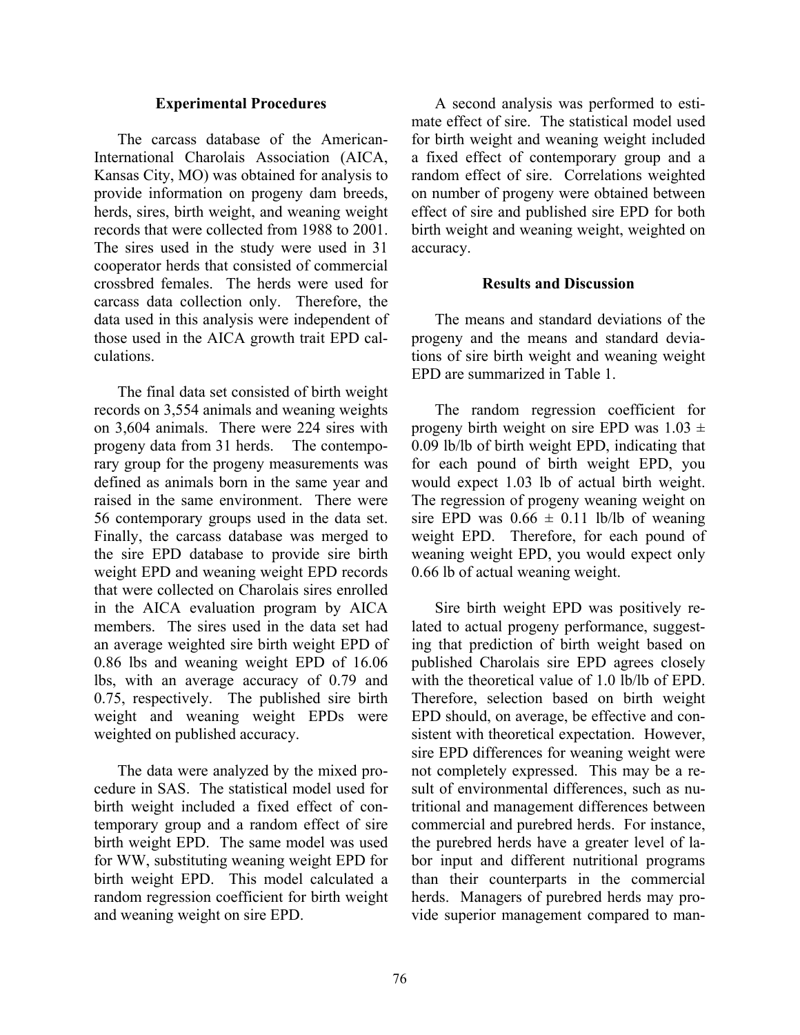### Experimental Procedures

The carcass database of the American-International Charolais Association (AICA, Kansas City, MO) was obtained for analysis to provide information on progeny dam breeds, herds, sires, birth weight, and weaning weight records that were collected from 1988 to 2001. The sires used in the study were used in 31 cooperator herds that consisted of commercial crossbred females. The herds were used for carcass data collection only. Therefore, the data used in this analysis were independent of those used in the AICA growth trait EPD calculations.

The final data set consisted of birth weight records on 3,554 animals and weaning weights on 3,604 animals. There were 224 sires with progeny data from 31 herds. The contemporary group for the progeny measurements was defined as animals born in the same year and raised in the same environment. There were 56 contemporary groups used in the data set. Finally, the carcass database was merged to the sire EPD database to provide sire birth weight EPD and weaning weight EPD records that were collected on Charolais sires enrolled in the AICA evaluation program by AICA members. The sires used in the data set had an average weighted sire birth weight EPD of 0.86 lbs and weaning weight EPD of 16.06 lbs, with an average accuracy of 0.79 and 0.75, respectively. The published sire birth weight and weaning weight EPDs were weighted on published accuracy.

The data were analyzed by the mixed procedure in SAS. The statistical model used for birth weight included a fixed effect of contemporary group and a random effect of sire birth weight EPD. The same model was used for WW, substituting weaning weight EPD for birth weight EPD. This model calculated a random regression coefficient for birth weight and weaning weight on sire EPD.

A second analysis was performed to estimate effect of sire. The statistical model used for birth weight and weaning weight included a fixed effect of contemporary group and a random effect of sire. Correlations weighted on number of progeny were obtained between effect of sire and published sire EPD for both birth weight and weaning weight, weighted on accuracy.

### Results and Discussion

The means and standard deviations of the progeny and the means and standard deviations of sire birth weight and weaning weight EPD are summarized in Table 1.

The random regression coefficient for progeny birth weight on sire EPD was $1.03 \pm 0.09$ lb/lb of birth weight EPD, indicating that for each pound of birth weight EPD, you would expect 1.03 lb of actual birth weight. The regression of progeny weaning weight on sire EPD was $0.66 \pm 0.11$ lb/lb of weaning weight EPD. Therefore, for each pound of weaning weight EPD, you would expect only 0.66 lb of actual weaning weight.

Sire birth weight EPD was positively related to actual progeny performance, suggesting that prediction of birth weight based on published Charolais sire EPD agrees closely with the theoretical value of 1.0 lb/lb of EPD. Therefore, selection based on birth weight EPD should, on average, be effective and consistent with theoretical expectation. However, sire EPD differences for weaning weight were not completely expressed. This may be a result of environmental differences, such as nutritional and management differences between commercial and purebred herds. For instance, the purebred herds have a greater level of labor input and different nutritional programs than their counterparts in the commercial herds. Managers of purebred herds may provide superior management compared to man-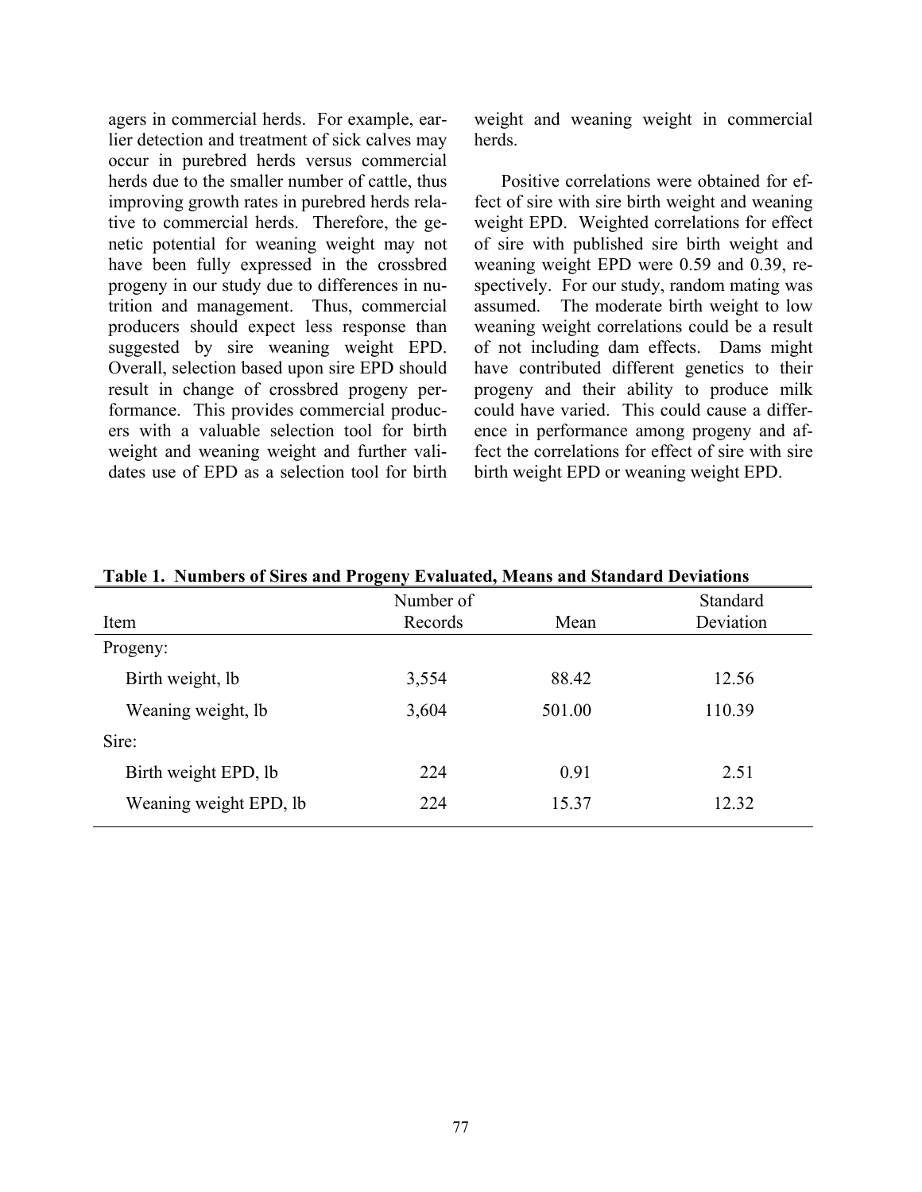agers in commercial herds. For example, earlier detection and treatment of sick calves may occur in purebred herds versus commercial herds due to the smaller number of cattle, thus improving growth rates in purebred herds relative to commercial herds. Therefore, the genetic potential for weaning weight may not have been fully expressed in the crossbred progeny in our study due to differences in nutrition and management. Thus, commercial producers should expect less response than suggested by sire weaning weight EPD. Overall, selection based upon sire EPD should result in change of crossbred progeny performance. This provides commercial producers with a valuable selection tool for birth weight and weaning weight and further validates use of EPD as a selection tool for birth weight and weaning weight in commercial herds.

Positive correlations were obtained for effect of sire with sire birth weight and weaning weight EPD. Weighted correlations for effect of sire with published sire birth weight and weaning weight EPD were 0.59 and 0.39, respectively. For our study, random mating was assumed. The moderate birth weight to low weaning weight correlations could be a result of not including dam effects. Dams might have contributed different genetics to their progeny and their ability to produce milk could have varied. This could cause a difference in performance among progeny and affect the correlations for effect of sire with sire birth weight EPD or weaning weight EPD.

**Table 1. Numbers of Sires and Progeny Evaluated, Means and Standard Deviations**

| Item | Number of Records | Mean | Standard Deviation |
|---|---|---|---|
| Progeny: | | | |
| Birth weight, lb | 3,554 | 88.42 | 12.56 |
| Weaning weight, lb | 3,604 | 501.00 | 110.39 |
| Sire: | | | |
| Birth weight EPD, lb | 224 | 0.91 | 2.51 |
| Weaning weight EPD, lb | 224 | 15.37 | 12.32 |